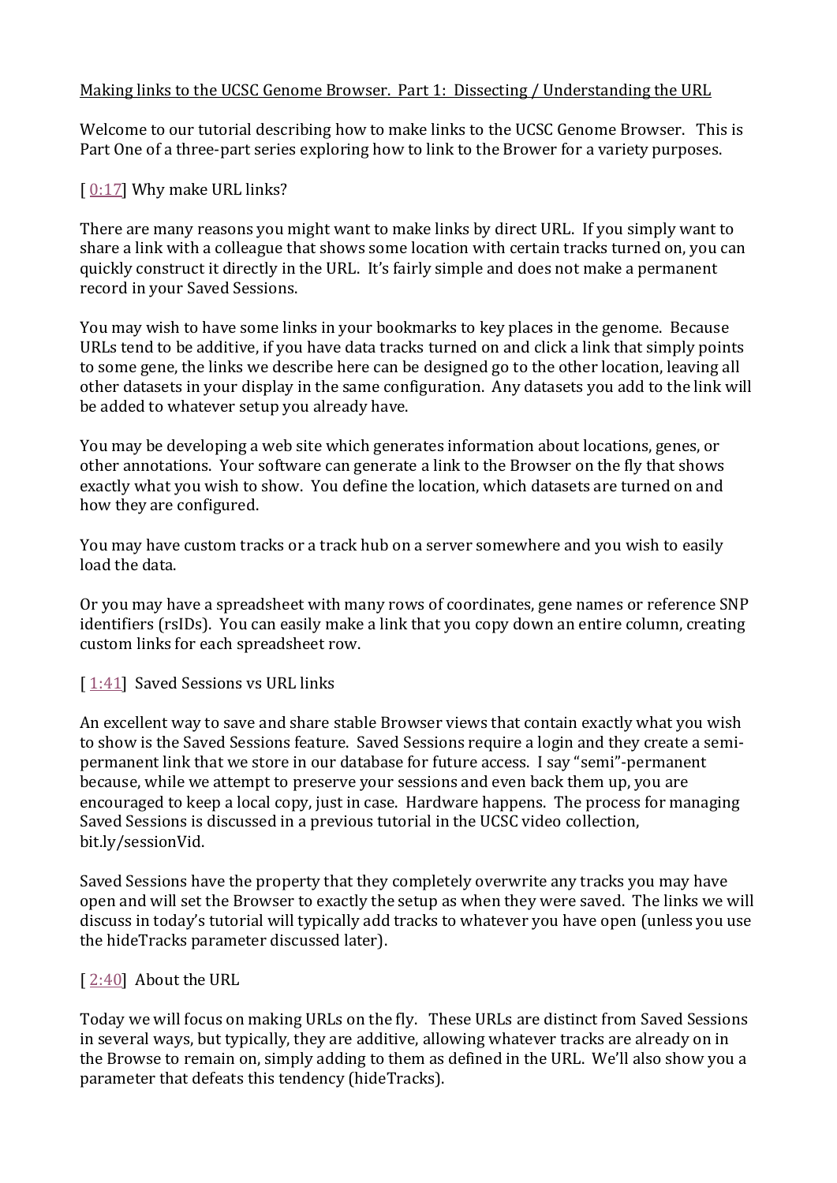Making links to the UCSC Genome Browser. Part 1: Dissecting / Understanding the URL

Welcome to our tutorial describing how to make links to the UCSC Genome Browser. This is Part One of a three-part series exploring how to link to the Brower for a variety purposes.

[ 0:17] Why make URL links?

There are many reasons you might want to make links by direct URL. If you simply want to share a link with a colleague that shows some location with certain tracks turned on, you can quickly construct it directly in the URL. It's fairly simple and does not make a permanent record in your Saved Sessions.

You may wish to have some links in your bookmarks to key places in the genome. Because URLs tend to be additive, if you have data tracks turned on and click a link that simply points to some gene, the links we describe here can be designed go to the other location, leaving all other datasets in your display in the same configuration. Any datasets you add to the link will be added to whatever setup you already have.

You may be developing a web site which generates information about locations, genes, or other annotations. Your software can generate a link to the Browser on the fly that shows exactly what you wish to show. You define the location, which datasets are turned on and how they are configured.

You may have custom tracks or a track hub on a server somewhere and you wish to easily load the data.

Or you may have a spreadsheet with many rows of coordinates, gene names or reference SNP identifiers (rsIDs). You can easily make a link that you copy down an entire column, creating custom links for each spreadsheet row.

[ 1:41] Saved Sessions vs URL links

An excellent way to save and share stable Browser views that contain exactly what you wish to show is the Saved Sessions feature. Saved Sessions require a login and they create a semi-permanent link that we store in our database for future access. I say "semi"-permanent because, while we attempt to preserve your sessions and even back them up, you are encouraged to keep a local copy, just in case. Hardware happens. The process for managing Saved Sessions is discussed in a previous tutorial in the UCSC video collection, bit.ly/sessionVid.

Saved Sessions have the property that they completely overwrite any tracks you may have open and will set the Browser to exactly the setup as when they were saved. The links we will discuss in today's tutorial will typically add tracks to whatever you have open (unless you use the hideTracks parameter discussed later).

[ 2:40] About the URL

Today we will focus on making URLs on the fly. These URLs are distinct from Saved Sessions in several ways, but typically, they are additive, allowing whatever tracks are already on in the Browse to remain on, simply adding to them as defined in the URL. We'll also show you a parameter that defeats this tendency (hideTracks).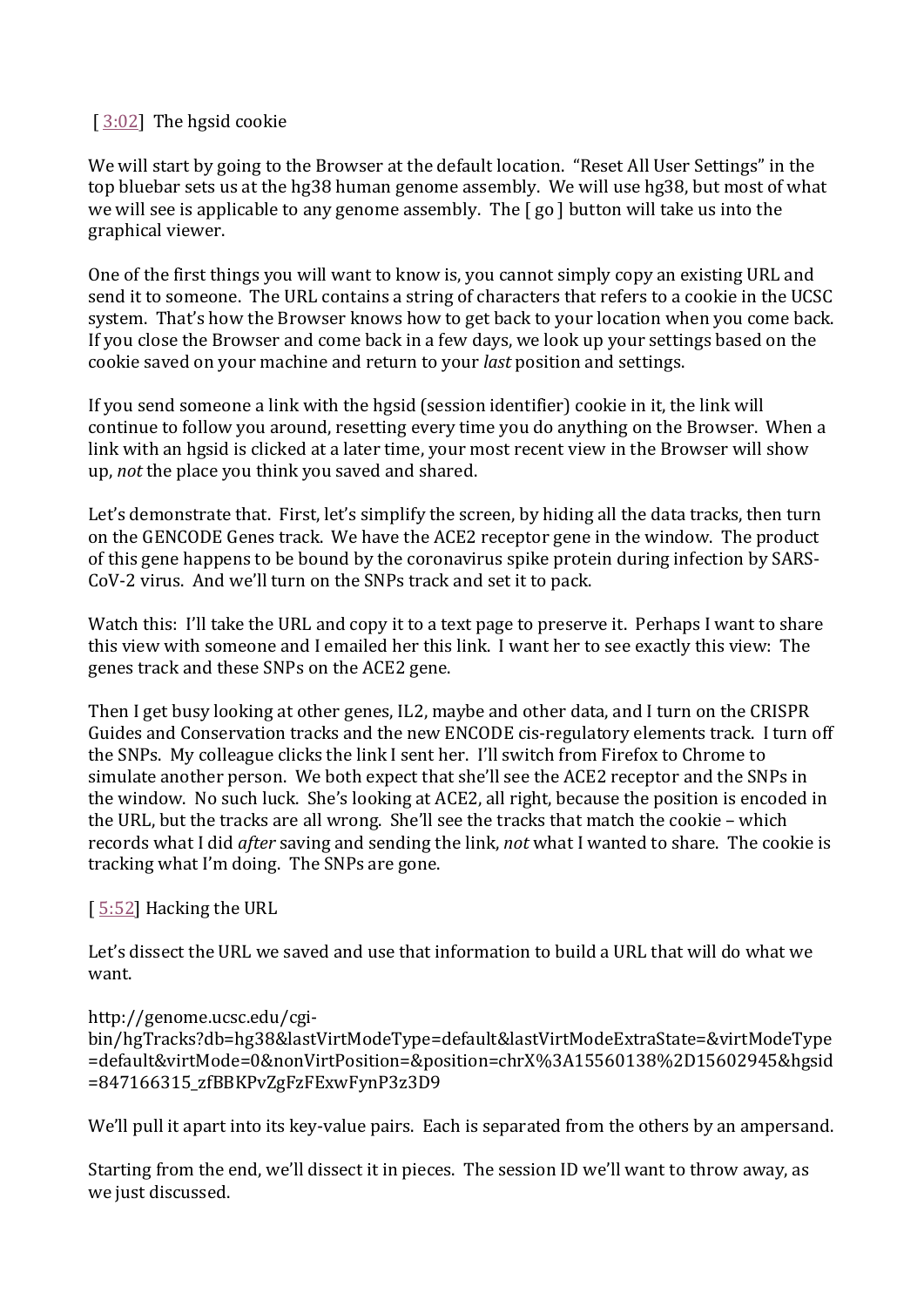[ 3:02] The hgsid cookie

We will start by going to the Browser at the default location. "Reset All User Settings" in the top bluebar sets us at the hg38 human genome assembly. We will use hg38, but most of what we will see is applicable to any genome assembly. The [ go ] button will take us into the graphical viewer.

One of the first things you will want to know is, you cannot simply copy an existing URL and send it to someone. The URL contains a string of characters that refers to a cookie in the UCSC system. That's how the Browser knows how to get back to your location when you come back. If you close the Browser and come back in a few days, we look up your settings based on the cookie saved on your machine and return to your *last* position and settings.

If you send someone a link with the hgsid (session identifier) cookie in it, the link will continue to follow you around, resetting every time you do anything on the Browser. When a link with an hgsid is clicked at a later time, your most recent view in the Browser will show up, *not* the place you think you saved and shared.

Let's demonstrate that. First, let's simplify the screen, by hiding all the data tracks, then turn on the GENCODE Genes track. We have the ACE2 receptor gene in the window. The product of this gene happens to be bound by the coronavirus spike protein during infection by SARS-CoV-2 virus. And we'll turn on the SNPs track and set it to pack.

Watch this: I'll take the URL and copy it to a text page to preserve it. Perhaps I want to share this view with someone and I emailed her this link. I want her to see exactly this view: The genes track and these SNPs on the ACE2 gene.

Then I get busy looking at other genes, IL2, maybe and other data, and I turn on the CRISPR Guides and Conservation tracks and the new ENCODE cis-regulatory elements track. I turn off the SNPs. My colleague clicks the link I sent her. I'll switch from Firefox to Chrome to simulate another person. We both expect that she'll see the ACE2 receptor and the SNPs in the window. No such luck. She's looking at ACE2, all right, because the position is encoded in the URL, but the tracks are all wrong. She'll see the tracks that match the cookie – which records what I did *after* saving and sending the link, *not* what I wanted to share. The cookie is tracking what I'm doing. The SNPs are gone.

[ 5:52] Hacking the URL

Let's dissect the URL we saved and use that information to build a URL that will do what we want.

http://genome.ucsc.edu/cgi-bin/hgTracks?db=hg38&lastVirtModeType=default&lastVirtModeExtraState=&virtModeType=default&virtMode=0&nonVirtPosition=&position=chrX%3A15560138%2D15602945&hgsid=847166315_zfBBKPvZgFzFExwFynP3z3D9

We'll pull it apart into its key-value pairs. Each is separated from the others by an ampersand.

Starting from the end, we'll dissect it in pieces. The session ID we'll want to throw away, as we just discussed.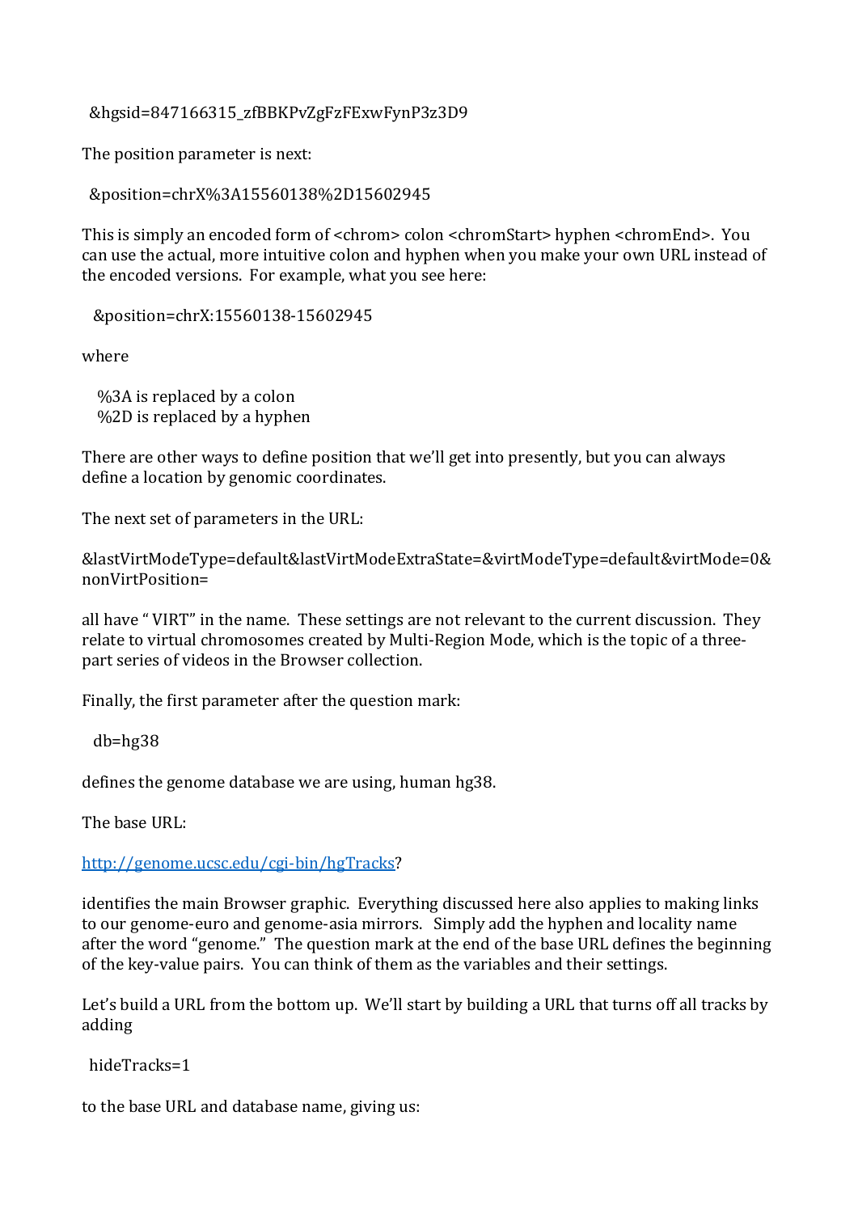&hgsid=847166315_zfBBKPvZgFzFExwFynP3z3D9

The position parameter is next:

&position=chrX%3A15560138%2D15602945

This is simply an encoded form of <chrom> colon <chromStart> hyphen <chromEnd>. You can use the actual, more intuitive colon and hyphen when you make your own URL instead of the encoded versions. For example, what you see here:

&position=chrX:15560138-15602945

where

%3A is replaced by a colon
%2D is replaced by a hyphen

There are other ways to define position that we'll get into presently, but you can always define a location by genomic coordinates.

The next set of parameters in the URL:

&lastVirtModeType=default&lastVirtModeExtraState=&virtModeType=default&virtMode=0&nonVirtPosition=

all have " VIRT" in the name. These settings are not relevant to the current discussion. They relate to virtual chromosomes created by Multi-Region Mode, which is the topic of a three-part series of videos in the Browser collection.

Finally, the first parameter after the question mark:

db=hg38

defines the genome database we are using, human hg38.

The base URL:

[http://genome.ucsc.edu/cgi-bin/hgTracks](http://genome.ucsc.edu/cgi-bin/hgTracks)?

identifies the main Browser graphic. Everything discussed here also applies to making links to our genome-euro and genome-asia mirrors. Simply add the hyphen and locality name after the word "genome." The question mark at the end of the base URL defines the beginning of the key-value pairs. You can think of them as the variables and their settings.

Let's build a URL from the bottom up. We'll start by building a URL that turns off all tracks by adding

hideTracks=1

to the base URL and database name, giving us: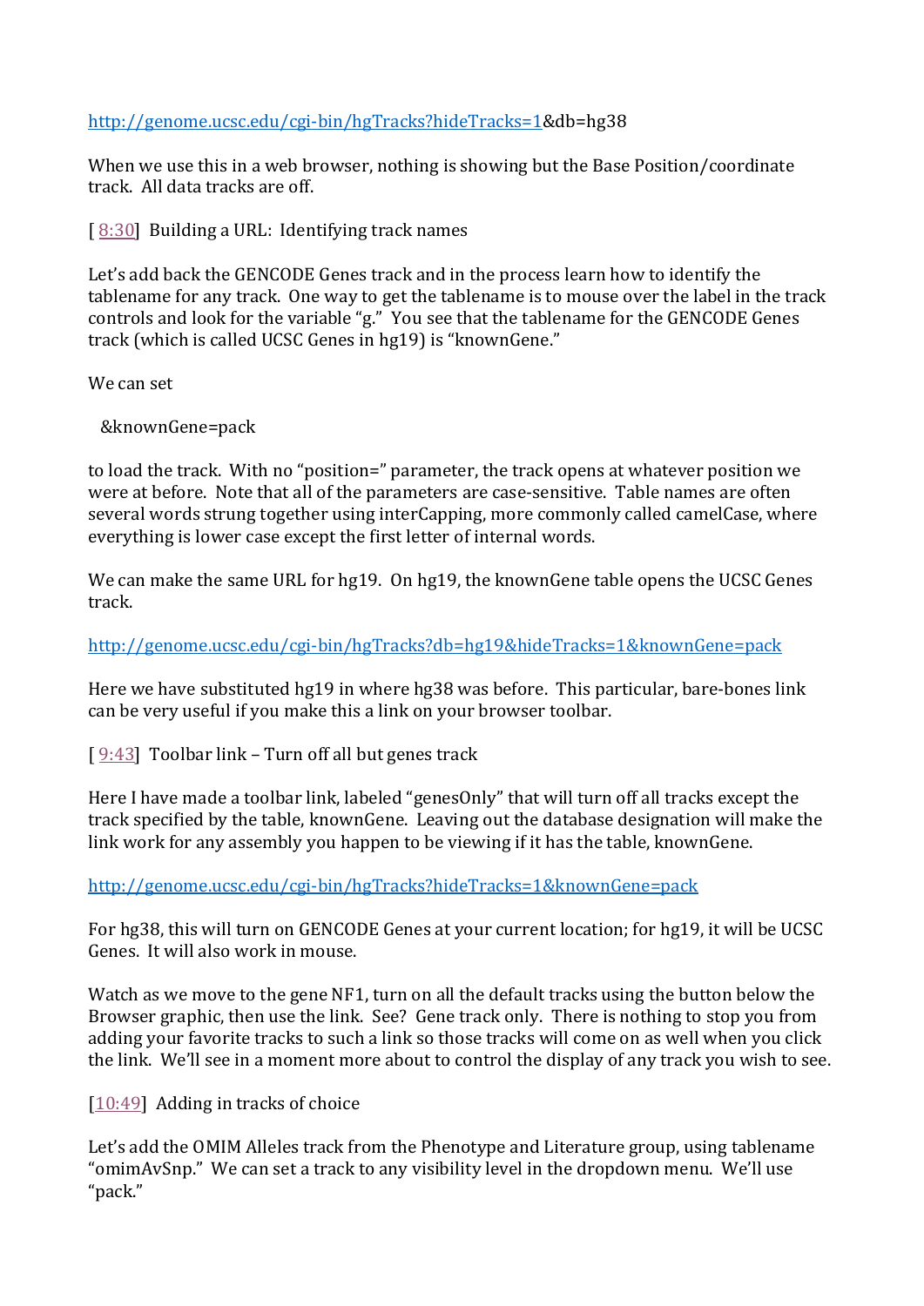http://genome.ucsc.edu/cgi-bin/hgTracks?hideTracks=1&db=hg38

When we use this in a web browser, nothing is showing but the Base Position/coordinate track. All data tracks are off.

[ 8:30] Building a URL: Identifying track names

Let's add back the GENCODE Genes track and in the process learn how to identify the tablename for any track. One way to get the tablename is to mouse over the label in the track controls and look for the variable "g." You see that the tablename for the GENCODE Genes track (which is called UCSC Genes in hg19) is "knownGene."

We can set

&knownGene=pack

to load the track. With no "position=" parameter, the track opens at whatever position we were at before. Note that all of the parameters are case-sensitive. Table names are often several words strung together using interCapping, more commonly called camelCase, where everything is lower case except the first letter of internal words.

We can make the same URL for hg19. On hg19, the knownGene table opens the UCSC Genes track.

http://genome.ucsc.edu/cgi-bin/hgTracks?db=hg19&hideTracks=1&knownGene=pack

Here we have substituted hg19 in where hg38 was before. This particular, bare-bones link can be very useful if you make this a link on your browser toolbar.

[ 9:43] Toolbar link – Turn off all but genes track

Here I have made a toolbar link, labeled "genesOnly" that will turn off all tracks except the track specified by the table, knownGene. Leaving out the database designation will make the link work for any assembly you happen to be viewing if it has the table, knownGene.

http://genome.ucsc.edu/cgi-bin/hgTracks?hideTracks=1&knownGene=pack

For hg38, this will turn on GENCODE Genes at your current location; for hg19, it will be UCSC Genes. It will also work in mouse.

Watch as we move to the gene NF1, turn on all the default tracks using the button below the Browser graphic, then use the link. See? Gene track only. There is nothing to stop you from adding your favorite tracks to such a link so those tracks will come on as well when you click the link. We'll see in a moment more about to control the display of any track you wish to see.

[10:49] Adding in tracks of choice

Let's add the OMIM Alleles track from the Phenotype and Literature group, using tablename "omimAvSnp." We can set a track to any visibility level in the dropdown menu. We'll use "pack."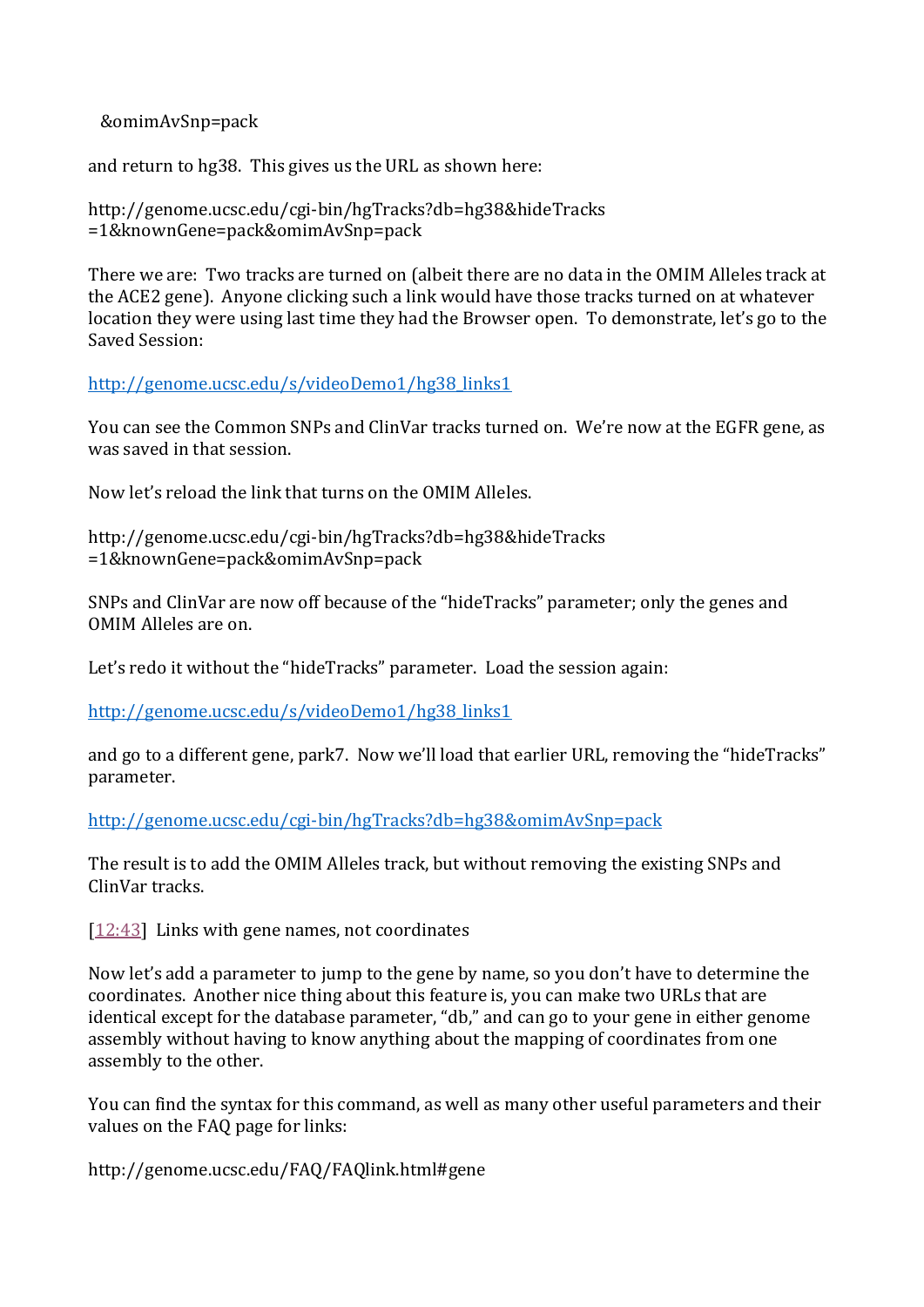&omimAvSnp=pack

and return to hg38. This gives us the URL as shown here:

http://genome.ucsc.edu/cgi-bin/hgTracks?db=hg38&hideTracks=1&knownGene=pack&omimAvSnp=pack

There we are: Two tracks are turned on (albeit there are no data in the OMIM Alleles track at the ACE2 gene). Anyone clicking such a link would have those tracks turned on at whatever location they were using last time they had the Browser open. To demonstrate, let's go to the Saved Session:

[http://genome.ucsc.edu/s/videoDemo1/hg38_links1](http://genome.ucsc.edu/s/videoDemo1/hg38_links1)

You can see the Common SNPs and ClinVar tracks turned on. We're now at the EGFR gene, as was saved in that session.

Now let's reload the link that turns on the OMIM Alleles.

http://genome.ucsc.edu/cgi-bin/hgTracks?db=hg38&hideTracks=1&knownGene=pack&omimAvSnp=pack

SNPs and ClinVar are now off because of the "hideTracks" parameter; only the genes and OMIM Alleles are on.

Let's redo it without the "hideTracks" parameter. Load the session again:

[http://genome.ucsc.edu/s/videoDemo1/hg38_links1](http://genome.ucsc.edu/s/videoDemo1/hg38_links1)

and go to a different gene, park7. Now we'll load that earlier URL, removing the "hideTracks" parameter.

[http://genome.ucsc.edu/cgi-bin/hgTracks?db=hg38&omimAvSnp=pack](http://genome.ucsc.edu/cgi-bin/hgTracks?db=hg38&omimAvSnp=pack)

The result is to add the OMIM Alleles track, but without removing the existing SNPs and ClinVar tracks.

[12:43] Links with gene names, not coordinates

Now let's add a parameter to jump to the gene by name, so you don't have to determine the coordinates. Another nice thing about this feature is, you can make two URLs that are identical except for the database parameter, "db," and can go to your gene in either genome assembly without having to know anything about the mapping of coordinates from one assembly to the other.

You can find the syntax for this command, as well as many other useful parameters and their values on the FAQ page for links:

http://genome.ucsc.edu/FAQ/FAQlink.html#gene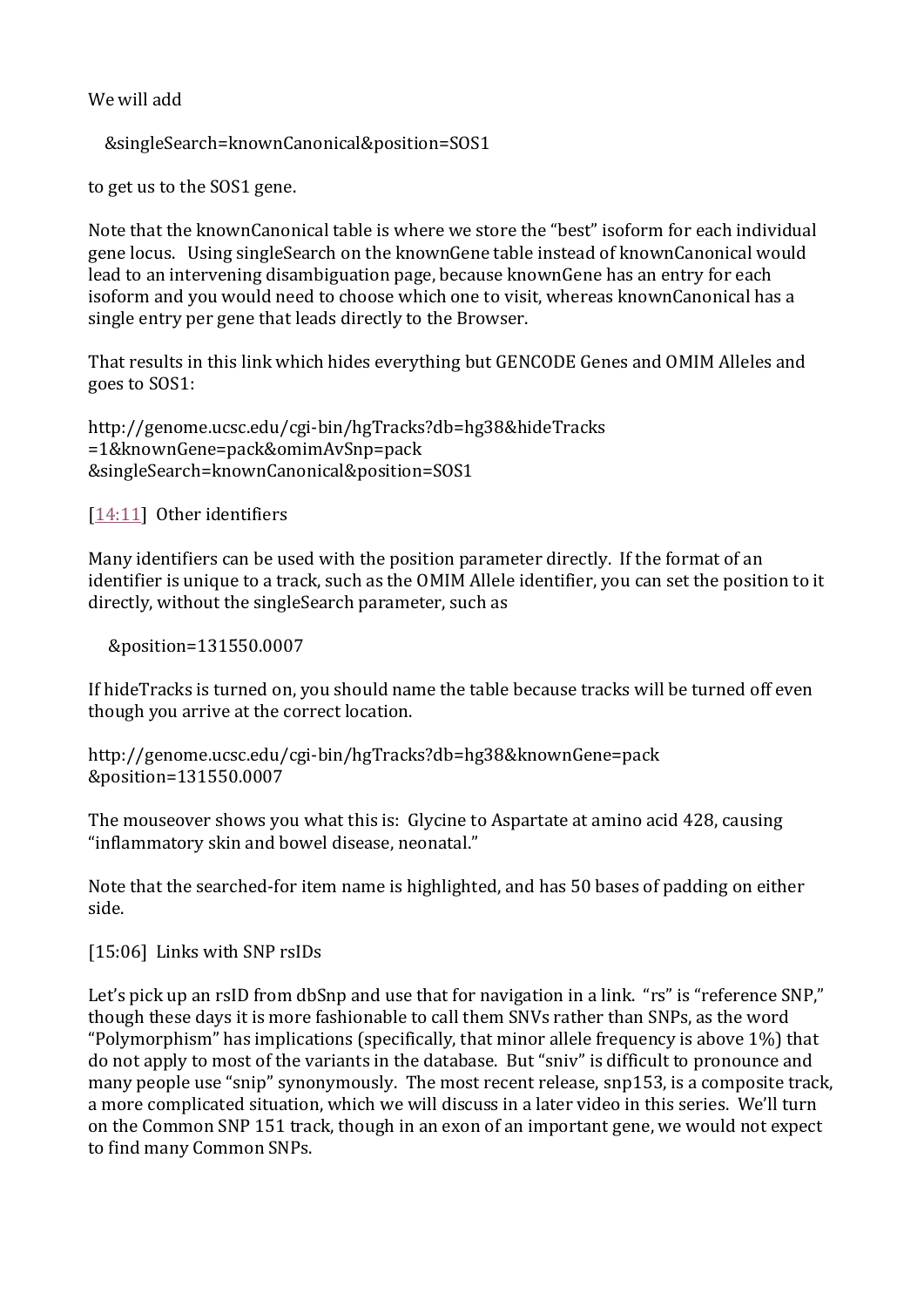We will add

&singleSearch=knownCanonical&position=SOS1

to get us to the SOS1 gene.

Note that the knownCanonical table is where we store the "best" isoform for each individual gene locus. Using singleSearch on the knownGene table instead of knownCanonical would lead to an intervening disambiguation page, because knownGene has an entry for each isoform and you would need to choose which one to visit, whereas knownCanonical has a single entry per gene that leads directly to the Browser.

That results in this link which hides everything but GENCODE Genes and OMIM Alleles and goes to SOS1:

http://genome.ucsc.edu/cgi-bin/hgTracks?db=hg38&hideTracks=1&knownGene=pack&omimAvSnp=pack&singleSearch=knownCanonical&position=SOS1

[14:11] Other identifiers

Many identifiers can be used with the position parameter directly. If the format of an identifier is unique to a track, such as the OMIM Allele identifier, you can set the position to it directly, without the singleSearch parameter, such as

&position=131550.0007

If hideTracks is turned on, you should name the table because tracks will be turned off even though you arrive at the correct location.

http://genome.ucsc.edu/cgi-bin/hgTracks?db=hg38&knownGene=pack&position=131550.0007

The mouseover shows you what this is: Glycine to Aspartate at amino acid 428, causing "inflammatory skin and bowel disease, neonatal."

Note that the searched-for item name is highlighted, and has 50 bases of padding on either side.

[15:06] Links with SNP rsIDs

Let's pick up an rsID from dbSnp and use that for navigation in a link. "rs" is "reference SNP," though these days it is more fashionable to call them SNVs rather than SNPs, as the word "Polymorphism" has implications (specifically, that minor allele frequency is above 1%) that do not apply to most of the variants in the database. But "sniv" is difficult to pronounce and many people use "snip" synonymously. The most recent release, snp153, is a composite track, a more complicated situation, which we will discuss in a later video in this series. We'll turn on the Common SNP 151 track, though in an exon of an important gene, we would not expect to find many Common SNPs.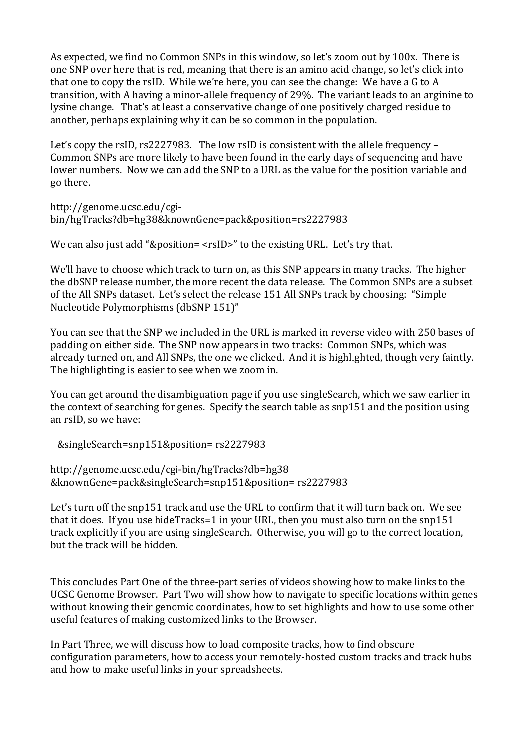As expected, we find no Common SNPs in this window, so let's zoom out by 100x. There is one SNP over here that is red, meaning that there is an amino acid change, so let's click into that one to copy the rsID. While we're here, you can see the change: We have a G to A transition, with A having a minor-allele frequency of 29%. The variant leads to an arginine to lysine change. That's at least a conservative change of one positively charged residue to another, perhaps explaining why it can be so common in the population.

Let's copy the rsID, rs2227983. The low rsID is consistent with the allele frequency – Common SNPs are more likely to have been found in the early days of sequencing and have lower numbers. Now we can add the SNP to a URL as the value for the position variable and go there.

http://genome.ucsc.edu/cgi-bin/hgTracks?db=hg38&knownGene=pack&position=rs2227983

We can also just add "&position= <rsID>" to the existing URL. Let's try that.

We'll have to choose which track to turn on, as this SNP appears in many tracks. The higher the dbSNP release number, the more recent the data release. The Common SNPs are a subset of the All SNPs dataset. Let's select the release 151 All SNPs track by choosing: "Simple Nucleotide Polymorphisms (dbSNP 151)"

You can see that the SNP we included in the URL is marked in reverse video with 250 bases of padding on either side. The SNP now appears in two tracks: Common SNPs, which was already turned on, and All SNPs, the one we clicked. And it is highlighted, though very faintly. The highlighting is easier to see when we zoom in.

You can get around the disambiguation page if you use singleSearch, which we saw earlier in the context of searching for genes. Specify the search table as snp151 and the position using an rsID, so we have:

&singleSearch=snp151&position= rs2227983

http://genome.ucsc.edu/cgi-bin/hgTracks?db=hg38&knownGene=pack&singleSearch=snp151&position= rs2227983

Let's turn off the snp151 track and use the URL to confirm that it will turn back on. We see that it does. If you use hideTracks=1 in your URL, then you must also turn on the snp151 track explicitly if you are using singleSearch. Otherwise, you will go to the correct location, but the track will be hidden.

This concludes Part One of the three-part series of videos showing how to make links to the UCSC Genome Browser. Part Two will show how to navigate to specific locations within genes without knowing their genomic coordinates, how to set highlights and how to use some other useful features of making customized links to the Browser.

In Part Three, we will discuss how to load composite tracks, how to find obscure configuration parameters, how to access your remotely-hosted custom tracks and track hubs and how to make useful links in your spreadsheets.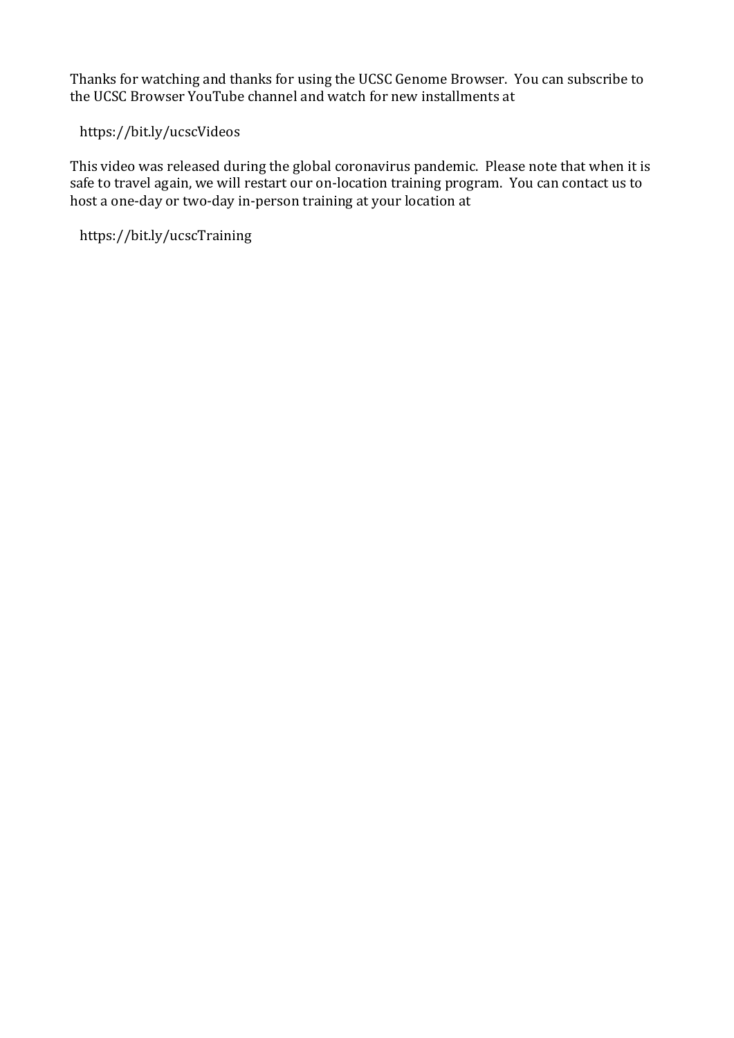Thanks for watching and thanks for using the UCSC Genome Browser. You can subscribe to the UCSC Browser YouTube channel and watch for new installments at

https://bit.ly/ucscVideos

This video was released during the global coronavirus pandemic. Please note that when it is safe to travel again, we will restart our on-location training program. You can contact us to host a one-day or two-day in-person training at your location at

https://bit.ly/ucscTraining